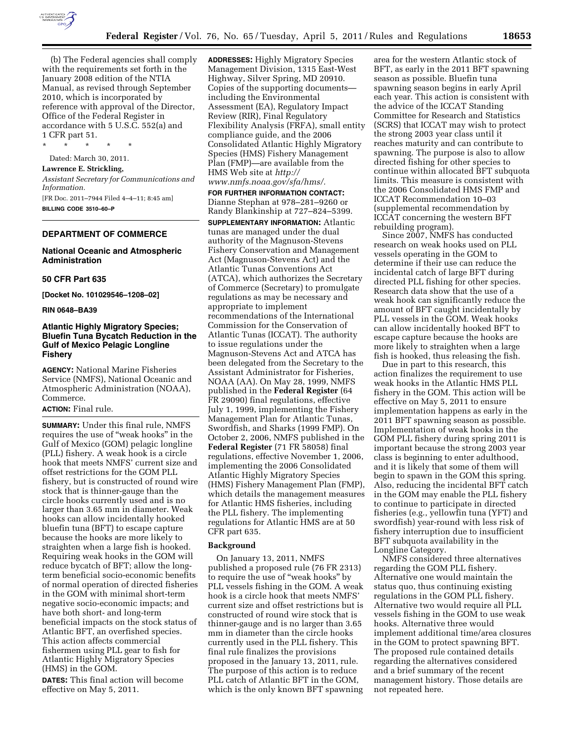(b) The Federal agencies shall comply with the requirements set forth in the January 2008 edition of the NTIA Manual, as revised through September 2010, which is incorporated by reference with approval of the Director, Office of the Federal Register in accordance with 5 U.S.C. 552(a) and 1 CFR part 51.

\* \* \* \* \*

Dated: March 30, 2011.

**Lawrence E. Strickling,**

*Assistant Secretary for Communications and Information.*

[FR Doc. 2011–7944 Filed 4–4–11; 8:45 am]

**BILLING CODE 3510–60–P**

## DEPARTMENT OF COMMERCE

### National Oceanic and Atmospheric Administration

### 50 CFR Part 635

**[Docket No. 101029546–1208–02]**

**RIN 0648–BA39**

### Atlantic Highly Migratory Species; Bluefin Tuna Bycatch Reduction in the Gulf of Mexico Pelagic Longline Fishery

**AGENCY:** National Marine Fisheries Service (NMFS), National Oceanic and Atmospheric Administration (NOAA), Commerce.

**ACTION:** Final rule.

**SUMMARY:** Under this final rule, NMFS requires the use of "weak hooks" in the Gulf of Mexico (GOM) pelagic longline (PLL) fishery. A weak hook is a circle hook that meets NMFS' current size and offset restrictions for the GOM PLL fishery, but is constructed of round wire stock that is thinner-gauge than the circle hooks currently used and is no larger than 3.65 mm in diameter. Weak hooks can allow incidentally hooked bluefin tuna (BFT) to escape capture because the hooks are more likely to straighten when a large fish is hooked. Requiring weak hooks in the GOM will reduce bycatch of BFT; allow the long-term beneficial socio-economic benefits of normal operation of directed fisheries in the GOM with minimal short-term negative socio-economic impacts; and have both short- and long-term beneficial impacts on the stock status of Atlantic BFT, an overfished species. This action affects commercial fishermen using PLL gear to fish for Atlantic Highly Migratory Species (HMS) in the GOM.

**DATES:** This final action will become effective on May 5, 2011.

**ADDRESSES:** Highly Migratory Species Management Division, 1315 East-West Highway, Silver Spring, MD 20910. Copies of the supporting documents—including the Environmental Assessment (EA), Regulatory Impact Review (RIR), Final Regulatory Flexibility Analysis (FRFA), small entity compliance guide, and the 2006 Consolidated Atlantic Highly Migratory Species (HMS) Fishery Management Plan (FMP)—are available from the HMS Web site at *http://www.nmfs.noaa.gov/sfa/hms/.*

**FOR FURTHER INFORMATION CONTACT:** Dianne Stephan at 978–281–9260 or Randy Blankinship at 727–824–5399.

**SUPPLEMENTARY INFORMATION:** Atlantic tunas are managed under the dual authority of the Magnuson-Stevens Fishery Conservation and Management Act (Magnuson-Stevens Act) and the Atlantic Tunas Conventions Act (ATCA), which authorizes the Secretary of Commerce (Secretary) to promulgate regulations as may be necessary and appropriate to implement recommendations of the International Commission for the Conservation of Atlantic Tunas (ICCAT). The authority to issue regulations under the Magnuson-Stevens Act and ATCA has been delegated from the Secretary to the Assistant Administrator for Fisheries, NOAA (AA). On May 28, 1999, NMFS published in the **Federal Register** (64 FR 29090) final regulations, effective July 1, 1999, implementing the Fishery Management Plan for Atlantic Tunas, Swordfish, and Sharks (1999 FMP). On October 2, 2006, NMFS published in the **Federal Register** (71 FR 58058) final regulations, effective November 1, 2006, implementing the 2006 Consolidated Atlantic Highly Migratory Species (HMS) Fishery Management Plan (FMP), which details the management measures for Atlantic HMS fisheries, including the PLL fishery. The implementing regulations for Atlantic HMS are at 50 CFR part 635.

#### Background

On January 13, 2011, NMFS published a proposed rule (76 FR 2313) to require the use of "weak hooks" by PLL vessels fishing in the GOM. A weak hook is a circle hook that meets NMFS' current size and offset restrictions but is constructed of round wire stock that is thinner-gauge and is no larger than 3.65 mm in diameter than the circle hooks currently used in the PLL fishery. This final rule finalizes the provisions proposed in the January 13, 2011, rule. The purpose of this action is to reduce PLL catch of Atlantic BFT in the GOM, which is the only known BFT spawning area for the western Atlantic stock of BFT, as early in the 2011 BFT spawning season as possible. Bluefin tuna spawning season begins in early April each year. This action is consistent with the advice of the ICCAT Standing Committee for Research and Statistics (SCRS) that ICCAT may wish to protect the strong 2003 year class until it reaches maturity and can contribute to spawning. The purpose is also to allow directed fishing for other species to continue within allocated BFT subquota limits. This measure is consistent with the 2006 Consolidated HMS FMP and ICCAT Recommendation 10–03 (supplemental recommendation by ICCAT concerning the western BFT rebuilding program).

Since 2007, NMFS has conducted research on weak hooks used on PLL vessels operating in the GOM to determine if their use can reduce the incidental catch of large BFT during directed PLL fishing for other species. Research data show that the use of a weak hook can significantly reduce the amount of BFT caught incidentally by PLL vessels in the GOM. Weak hooks can allow incidentally hooked BFT to escape capture because the hooks are more likely to straighten when a large fish is hooked, thus releasing the fish.

Due in part to this research, this action finalizes the requirement to use weak hooks in the Atlantic HMS PLL fishery in the GOM. This action will be effective on May 5, 2011 to ensure implementation happens as early in the 2011 BFT spawning season as possible. Implementation of weak hooks in the GOM PLL fishery during spring 2011 is important because the strong 2003 year class is beginning to enter adulthood, and it is likely that some of them will begin to spawn in the GOM this spring. Also, reducing the incidental BFT catch in the GOM may enable the PLL fishery to continue to participate in directed fisheries (*e.g.*, yellowfin tuna (YFT) and swordfish) year-round with less risk of fishery interruption due to insufficient BFT subquota availability in the Longline Category.

NMFS considered three alternatives regarding the GOM PLL fishery. Alternative one would maintain the status quo, thus continuing existing regulations in the GOM PLL fishery. Alternative two would require all PLL vessels fishing in the GOM to use weak hooks. Alternative three would implement additional time/area closures in the GOM to protect spawning BFT. The proposed rule contained details regarding the alternatives considered and a brief summary of the recent management history. Those details are not repeated here.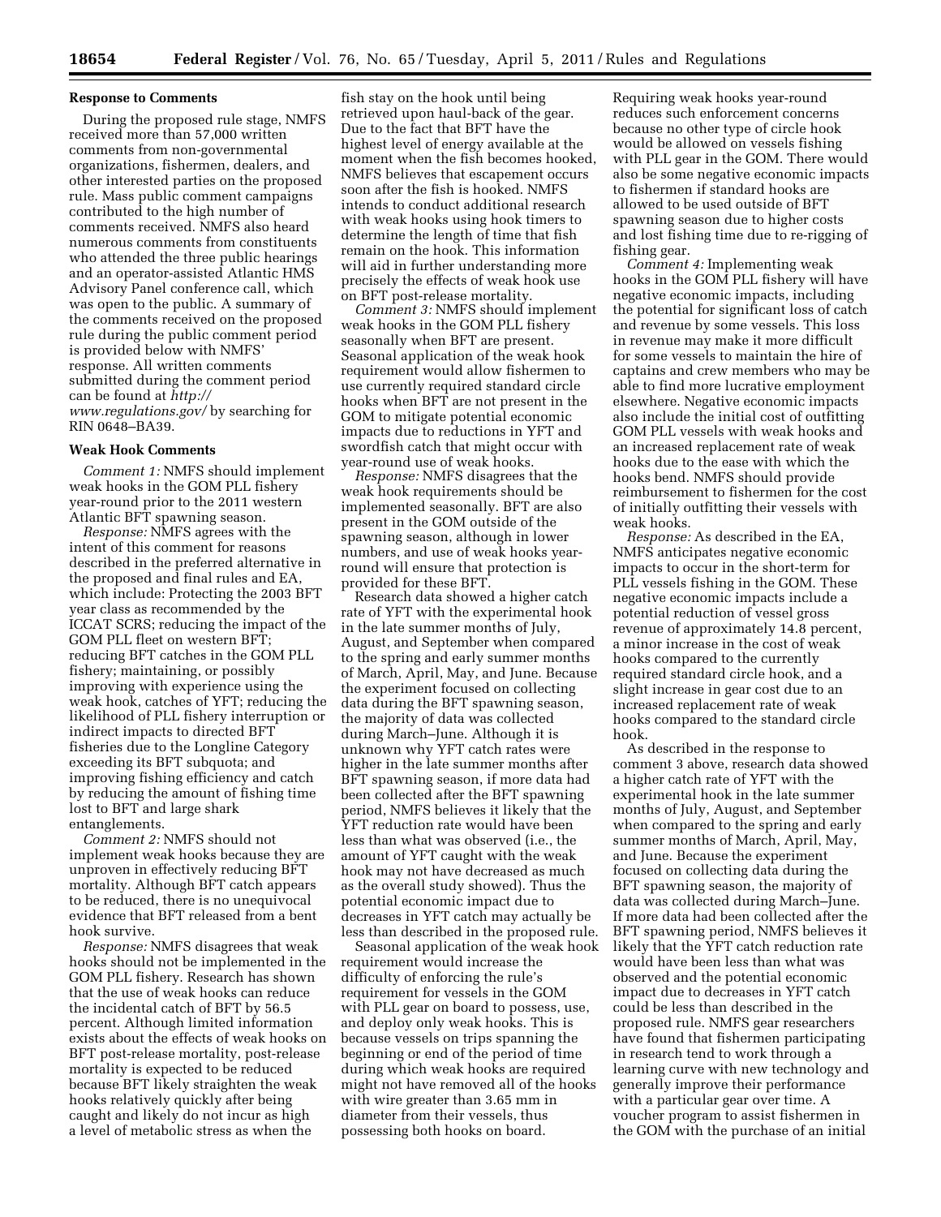**Response to Comments**

During the proposed rule stage, NMFS received more than 57,000 written comments from non-governmental organizations, fishermen, dealers, and other interested parties on the proposed rule. Mass public comment campaigns contributed to the high number of comments received. NMFS also heard numerous comments from constituents who attended the three public hearings and an operator-assisted Atlantic HMS Advisory Panel conference call, which was open to the public. A summary of the comments received on the proposed rule during the public comment period is provided below with NMFS' response. All written comments submitted during the comment period can be found at *http://www.regulations.gov/* by searching for RIN 0648–BA39.

**Weak Hook Comments**

*Comment 1:* NMFS should implement weak hooks in the GOM PLL fishery year-round prior to the 2011 western Atlantic BFT spawning season.

*Response:* NMFS agrees with the intent of this comment for reasons described in the preferred alternative in the proposed and final rules and EA, which include: Protecting the 2003 BFT year class as recommended by the ICCAT SCRS; reducing the impact of the GOM PLL fleet on western BFT; reducing BFT catches in the GOM PLL fishery; maintaining, or possibly improving with experience using the weak hook, catches of YFT; reducing the likelihood of PLL fishery interruption or indirect impacts to directed BFT fisheries due to the Longline Category exceeding its BFT subquota; and improving fishing efficiency and catch by reducing the amount of fishing time lost to BFT and large shark entanglements.

*Comment 2:* NMFS should not implement weak hooks because they are unproven in effectively reducing BFT mortality. Although BFT catch appears to be reduced, there is no unequivocal evidence that BFT released from a bent hook survive.

*Response:* NMFS disagrees that weak hooks should not be implemented in the GOM PLL fishery. Research has shown that the use of weak hooks can reduce the incidental catch of BFT by 56.5 percent. Although limited information exists about the effects of weak hooks on BFT post-release mortality, post-release mortality is expected to be reduced because BFT likely straighten the weak hooks relatively quickly after being caught and likely do not incur as high a level of metabolic stress as when the fish stay on the hook until being retrieved upon haul-back of the gear. Due to the fact that BFT have the highest level of energy available at the moment when the fish becomes hooked, NMFS believes that escapement occurs soon after the fish is hooked. NMFS intends to conduct additional research with weak hooks using hook timers to determine the length of time that fish remain on the hook. This information will aid in further understanding more precisely the effects of weak hook use on BFT post-release mortality.

*Comment 3:* NMFS should implement weak hooks in the GOM PLL fishery seasonally when BFT are present. Seasonal application of the weak hook requirement would allow fishermen to use currently required standard circle hooks when BFT are not present in the GOM to mitigate potential economic impacts due to reductions in YFT and swordfish catch that might occur with year-round use of weak hooks.

*Response:* NMFS disagrees that the weak hook requirements should be implemented seasonally. BFT are also present in the GOM outside of the spawning season, although in lower numbers, and use of weak hooks year-round will ensure that protection is provided for these BFT.

Research data showed a higher catch rate of YFT with the experimental hook in the late summer months of July, August, and September when compared to the spring and early summer months of March, April, May, and June. Because the experiment focused on collecting data during the BFT spawning season, the majority of data was collected during March–June. Although it is unknown why YFT catch rates were higher in the late summer months after BFT spawning season, if more data had been collected after the BFT spawning period, NMFS believes it likely that the YFT reduction rate would have been less than what was observed (i.e., the amount of YFT caught with the weak hook may not have decreased as much as the overall study showed). Thus the potential economic impact due to decreases in YFT catch may actually be less than described in the proposed rule.

Seasonal application of the weak hook requirement would increase the difficulty of enforcing the rule's requirement for vessels in the GOM with PLL gear on board to possess, use, and deploy only weak hooks. This is because vessels on trips spanning the beginning or end of the period of time during which weak hooks are required might not have removed all of the hooks with wire greater than 3.65 mm in diameter from their vessels, thus possessing both hooks on board. Requiring weak hooks year-round reduces such enforcement concerns because no other type of circle hook would be allowed on vessels fishing with PLL gear in the GOM. There would also be some negative economic impacts to fishermen if standard hooks are allowed to be used outside of BFT spawning season due to higher costs and lost fishing time due to re-rigging of fishing gear.

*Comment 4:* Implementing weak hooks in the GOM PLL fishery will have negative economic impacts, including the potential for significant loss of catch and revenue by some vessels. This loss in revenue may make it more difficult for some vessels to maintain the hire of captains and crew members who may be able to find more lucrative employment elsewhere. Negative economic impacts also include the initial cost of outfitting GOM PLL vessels with weak hooks and an increased replacement rate of weak hooks due to the ease with which the hooks bend. NMFS should provide reimbursement to fishermen for the cost of initially outfitting their vessels with weak hooks.

*Response:* As described in the EA, NMFS anticipates negative economic impacts to occur in the short-term for PLL vessels fishing in the GOM. These negative economic impacts include a potential reduction of vessel gross revenue of approximately 14.8 percent, a minor increase in the cost of weak hooks compared to the currently required standard circle hook, and a slight increase in gear cost due to an increased replacement rate of weak hooks compared to the standard circle hook.

As described in the response to comment 3 above, research data showed a higher catch rate of YFT with the experimental hook in the late summer months of July, August, and September when compared to the spring and early summer months of March, April, May, and June. Because the experiment focused on collecting data during the BFT spawning season, the majority of data was collected during March–June. If more data had been collected after the BFT spawning period, NMFS believes it likely that the YFT catch reduction rate would have been less than what was observed and the potential economic impact due to decreases in YFT catch could be less than described in the proposed rule. NMFS gear researchers have found that fishermen participating in research tend to work through a learning curve with new technology and generally improve their performance with a particular gear over time. A voucher program to assist fishermen in the GOM with the purchase of an initial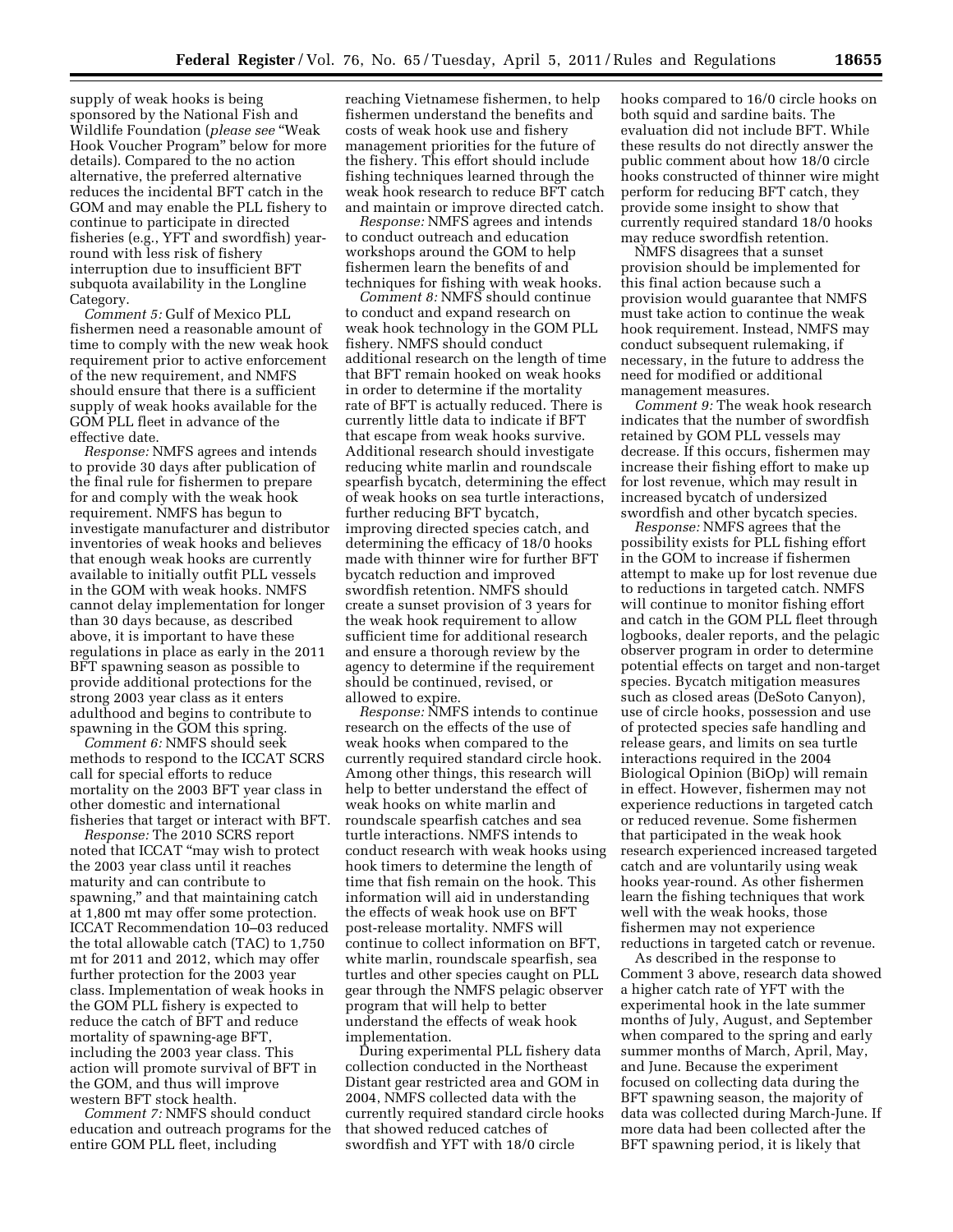supply of weak hooks is being sponsored by the National Fish and Wildlife Foundation (*please see* "Weak Hook Voucher Program" below for more details). Compared to the no action alternative, the preferred alternative reduces the incidental BFT catch in the GOM and may enable the PLL fishery to continue to participate in directed fisheries (e.g., YFT and swordfish) year-round with less risk of fishery interruption due to insufficient BFT subquota availability in the Longline Category.

*Comment 5:* Gulf of Mexico PLL fishermen need a reasonable amount of time to comply with the new weak hook requirement prior to active enforcement of the new requirement, and NMFS should ensure that there is a sufficient supply of weak hooks available for the GOM PLL fleet in advance of the effective date.

*Response:* NMFS agrees and intends to provide 30 days after publication of the final rule for fishermen to prepare for and comply with the weak hook requirement. NMFS has begun to investigate manufacturer and distributor inventories of weak hooks and believes that enough weak hooks are currently available to initially outfit PLL vessels in the GOM with weak hooks. NMFS cannot delay implementation for longer than 30 days because, as described above, it is important to have these regulations in place as early in the 2011 BFT spawning season as possible to provide additional protections for the strong 2003 year class as it enters adulthood and begins to contribute to spawning in the GOM this spring.

*Comment 6:* NMFS should seek methods to respond to the ICCAT SCRS call for special efforts to reduce mortality on the 2003 BFT year class in other domestic and international fisheries that target or interact with BFT.

*Response:* The 2010 SCRS report noted that ICCAT "may wish to protect the 2003 year class until it reaches maturity and can contribute to spawning," and that maintaining catch at 1,800 mt may offer some protection. ICCAT Recommendation 10–03 reduced the total allowable catch (TAC) to 1,750 mt for 2011 and 2012, which may offer further protection for the 2003 year class. Implementation of weak hooks in the GOM PLL fishery is expected to reduce the catch of BFT and reduce mortality of spawning-age BFT, including the 2003 year class. This action will promote survival of BFT in the GOM, and thus will improve western BFT stock health.

*Comment 7:* NMFS should conduct education and outreach programs for the entire GOM PLL fleet, including reaching Vietnamese fishermen, to help fishermen understand the benefits and costs of weak hook use and fishery management priorities for the future of the fishery. This effort should include fishing techniques learned through the weak hook research to reduce BFT catch and maintain or improve directed catch.

*Response:* NMFS agrees and intends to conduct outreach and education workshops around the GOM to help fishermen learn the benefits of and techniques for fishing with weak hooks.

*Comment 8:* NMFS should continue to conduct and expand research on weak hook technology in the GOM PLL fishery. NMFS should conduct additional research on the length of time that BFT remain hooked on weak hooks in order to determine if the mortality rate of BFT is actually reduced. There is currently little data to indicate if BFT that escape from weak hooks survive. Additional research should investigate reducing white marlin and roundscale spearfish bycatch, determining the effect of weak hooks on sea turtle interactions, further reducing BFT bycatch, improving directed species catch, and determining the efficacy of 18/0 hooks made with thinner wire for further BFT bycatch reduction and improved swordfish retention. NMFS should create a sunset provision of 3 years for the weak hook requirement to allow sufficient time for additional research and ensure a thorough review by the agency to determine if the requirement should be continued, revised, or allowed to expire.

*Response:* NMFS intends to continue research on the effects of the use of weak hooks when compared to the currently required standard circle hook. Among other things, this research will help to better understand the effect of weak hooks on white marlin and roundscale spearfish catches and sea turtle interactions. NMFS intends to conduct research with weak hooks using hook timers to determine the length of time that fish remain on the hook. This information will aid in understanding the effects of weak hook use on BFT post-release mortality. NMFS will continue to collect information on BFT, white marlin, roundscale spearfish, sea turtles and other species caught on PLL gear through the NMFS pelagic observer program that will help to better understand the effects of weak hook implementation.

During experimental PLL fishery data collection conducted in the Northeast Distant gear restricted area and GOM in 2004, NMFS collected data with the currently required standard circle hooks that showed reduced catches of swordfish and YFT with 18/0 circle hooks compared to 16/0 circle hooks on both squid and sardine baits. The evaluation did not include BFT. While these results do not directly answer the public comment about how 18/0 circle hooks constructed of thinner wire might perform for reducing BFT catch, they provide some insight to show that currently required standard 18/0 hooks may reduce swordfish retention.

NMFS disagrees that a sunset provision should be implemented for this final action because such a provision would guarantee that NMFS must take action to continue the weak hook requirement. Instead, NMFS may conduct subsequent rulemaking, if necessary, in the future to address the need for modified or additional management measures.

*Comment 9:* The weak hook research indicates that the number of swordfish retained by GOM PLL vessels may decrease. If this occurs, fishermen may increase their fishing effort to make up for lost revenue, which may result in increased bycatch of undersized swordfish and other bycatch species.

*Response:* NMFS agrees that the possibility exists for PLL fishing effort in the GOM to increase if fishermen attempt to make up for lost revenue due to reductions in targeted catch. NMFS will continue to monitor fishing effort and catch in the GOM PLL fleet through logbooks, dealer reports, and the pelagic observer program in order to determine potential effects on target and non-target species. Bycatch mitigation measures such as closed areas (DeSoto Canyon), use of circle hooks, possession and use of protected species safe handling and release gears, and limits on sea turtle interactions required in the 2004 Biological Opinion (BiOp) will remain in effect. However, fishermen may not experience reductions in targeted catch or reduced revenue. Some fishermen that participated in the weak hook research experienced increased targeted catch and are voluntarily using weak hooks year-round. As other fishermen learn the fishing techniques that work well with the weak hooks, those fishermen may not experience reductions in targeted catch or revenue.

As described in the response to Comment 3 above, research data showed a higher catch rate of YFT with the experimental hook in the late summer months of July, August, and September when compared to the spring and early summer months of March, April, May, and June. Because the experiment focused on collecting data during the BFT spawning season, the majority of data was collected during March-June. If more data had been collected after the BFT spawning period, it is likely that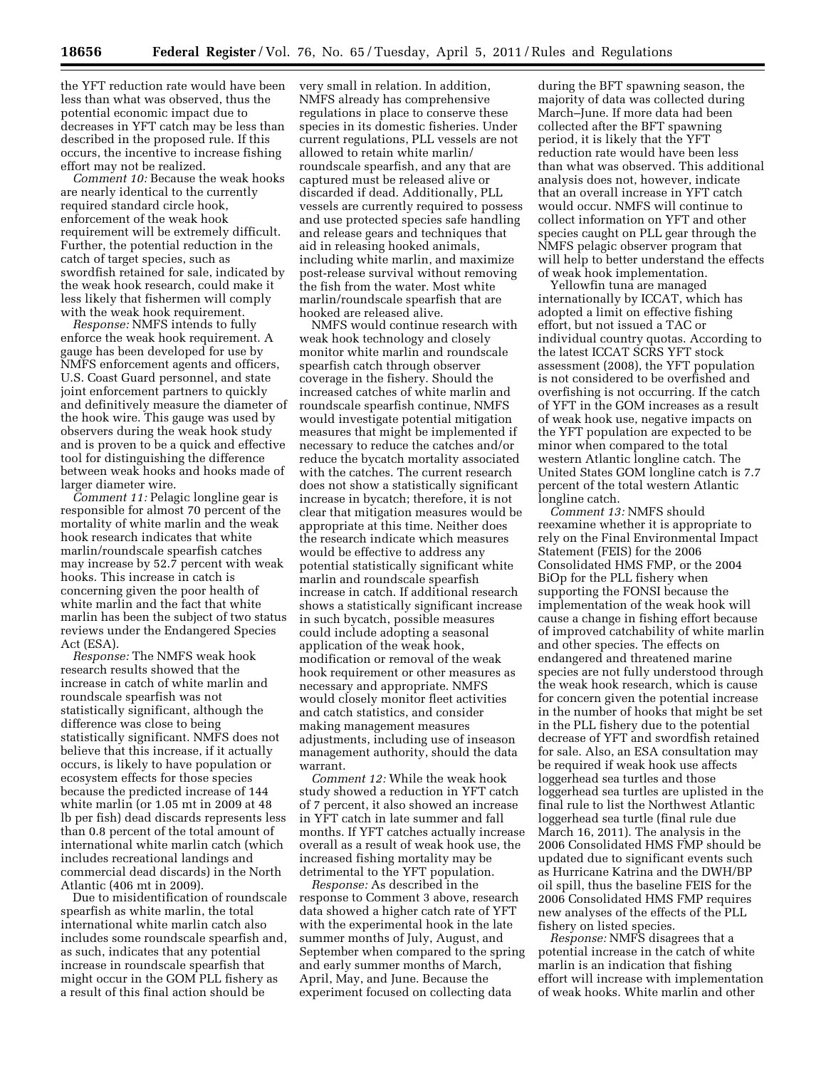the YFT reduction rate would have been less than what was observed, thus the potential economic impact due to decreases in YFT catch may be less than described in the proposed rule. If this occurs, the incentive to increase fishing effort may not be realized.

*Comment 10:* Because the weak hooks are nearly identical to the currently required standard circle hook, enforcement of the weak hook requirement will be extremely difficult. Further, the potential reduction in the catch of target species, such as swordfish retained for sale, indicated by the weak hook research, could make it less likely that fishermen will comply with the weak hook requirement.

*Response:* NMFS intends to fully enforce the weak hook requirement. A gauge has been developed for use by NMFS enforcement agents and officers, U.S. Coast Guard personnel, and state joint enforcement partners to quickly and definitively measure the diameter of the hook wire. This gauge was used by observers during the weak hook study and is proven to be a quick and effective tool for distinguishing the difference between weak hooks and hooks made of larger diameter wire.

*Comment 11:* Pelagic longline gear is responsible for almost 70 percent of the mortality of white marlin and the weak hook research indicates that white marlin/roundscale spearfish catches may increase by 52.7 percent with weak hooks. This increase in catch is concerning given the poor health of white marlin and the fact that white marlin has been the subject of two status reviews under the Endangered Species Act (ESA).

*Response:* The NMFS weak hook research results showed that the increase in catch of white marlin and roundscale spearfish was not statistically significant, although the difference was close to being statistically significant. NMFS does not believe that this increase, if it actually occurs, is likely to have population or ecosystem effects for those species because the predicted increase of 144 white marlin (or 1.05 mt in 2009 at 48 lb per fish) dead discards represents less than 0.8 percent of the total amount of international white marlin catch (which includes recreational landings and commercial dead discards) in the North Atlantic (406 mt in 2009).

Due to misidentification of roundscale spearfish as white marlin, the total international white marlin catch also includes some roundscale spearfish and, as such, indicates that any potential increase in roundscale spearfish that might occur in the GOM PLL fishery as a result of this final action should be very small in relation. In addition, NMFS already has comprehensive regulations in place to conserve these species in its domestic fisheries. Under current regulations, PLL vessels are not allowed to retain white marlin/roundscale spearfish, and any that are captured must be released alive or discarded if dead. Additionally, PLL vessels are currently required to possess and use protected species safe handling and release gears and techniques that aid in releasing hooked animals, including white marlin, and maximize post-release survival without removing the fish from the water. Most white marlin/roundscale spearfish that are hooked are released alive.

NMFS would continue research with weak hook technology and closely monitor white marlin and roundscale spearfish catch through observer coverage in the fishery. Should the increased catches of white marlin and roundscale spearfish continue, NMFS would investigate potential mitigation measures that might be implemented if necessary to reduce the catches and/or reduce the bycatch mortality associated with the catches. The current research does not show a statistically significant increase in bycatch; therefore, it is not clear that mitigation measures would be appropriate at this time. Neither does the research indicate which measures would be effective to address any potential statistically significant white marlin and roundscale spearfish increase in catch. If additional research shows a statistically significant increase in such bycatch, possible measures could include adopting a seasonal application of the weak hook, modification or removal of the weak hook requirement or other measures as necessary and appropriate. NMFS would closely monitor fleet activities and catch statistics, and consider making management measures adjustments, including use of inseason management authority, should the data warrant.

*Comment 12:* While the weak hook study showed a reduction in YFT catch of 7 percent, it also showed an increase in YFT catch in late summer and fall months. If YFT catches actually increase overall as a result of weak hook use, the increased fishing mortality may be detrimental to the YFT population.

*Response:* As described in the response to Comment 3 above, research data showed a higher catch rate of YFT with the experimental hook in the late summer months of July, August, and September when compared to the spring and early summer months of March, April, May, and June. Because the experiment focused on collecting data during the BFT spawning season, the majority of data was collected during March–June. If more data had been collected after the BFT spawning period, it is likely that the YFT reduction rate would have been less than what was observed. This additional analysis does not, however, indicate that an overall increase in YFT catch would occur. NMFS will continue to collect information on YFT and other species caught on PLL gear through the NMFS pelagic observer program that will help to better understand the effects of weak hook implementation.

Yellowfin tuna are managed internationally by ICCAT, which has adopted a limit on effective fishing effort, but not issued a TAC or individual country quotas. According to the latest ICCAT SCRS YFT stock assessment (2008), the YFT population is not considered to be overfished and overfishing is not occurring. If the catch of YFT in the GOM increases as a result of weak hook use, negative impacts on the YFT population are expected to be minor when compared to the total western Atlantic longline catch. The United States GOM longline catch is 7.7 percent of the total western Atlantic longline catch.

*Comment 13:* NMFS should reexamine whether it is appropriate to rely on the Final Environmental Impact Statement (FEIS) for the 2006 Consolidated HMS FMP, or the 2004 BiOp for the PLL fishery when supporting the FONSI because the implementation of the weak hook will cause a change in fishing effort because of improved catchability of white marlin and other species. The effects on endangered and threatened marine species are not fully understood through the weak hook research, which is cause for concern given the potential increase in the number of hooks that might be set in the PLL fishery due to the potential decrease of YFT and swordfish retained for sale. Also, an ESA consultation may be required if weak hook use affects loggerhead sea turtles and those loggerhead sea turtles are uplisted in the final rule to list the Northwest Atlantic loggerhead sea turtle (final rule due March 16, 2011). The analysis in the 2006 Consolidated HMS FMP should be updated due to significant events such as Hurricane Katrina and the DWH/BP oil spill, thus the baseline FEIS for the 2006 Consolidated HMS FMP requires new analyses of the effects of the PLL fishery on listed species.

*Response:* NMFS disagrees that a potential increase in the catch of white marlin is an indication that fishing effort will increase with implementation of weak hooks. White marlin and other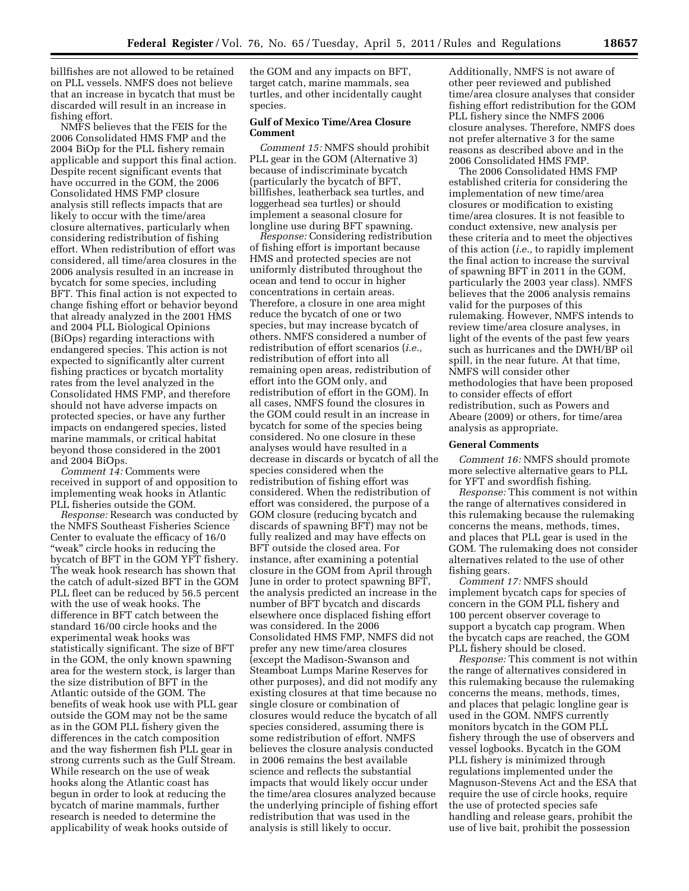billfishes are not allowed to be retained on PLL vessels. NMFS does not believe that an increase in bycatch that must be discarded will result in an increase in fishing effort.

NMFS believes that the FEIS for the 2006 Consolidated HMS FMP and the 2004 BiOp for the PLL fishery remain applicable and support this final action. Despite recent significant events that have occurred in the GOM, the 2006 Consolidated HMS FMP closure analysis still reflects impacts that are likely to occur with the time/area closure alternatives, particularly when considering redistribution of fishing effort. When redistribution of effort was considered, all time/area closures in the 2006 analysis resulted in an increase in bycatch for some species, including BFT. This final action is not expected to change fishing effort or behavior beyond that already analyzed in the 2001 HMS and 2004 PLL Biological Opinions (BiOps) regarding interactions with endangered species. This action is not expected to significantly alter current fishing practices or bycatch mortality rates from the level analyzed in the Consolidated HMS FMP, and therefore should not have adverse impacts on protected species, or have any further impacts on endangered species, listed marine mammals, or critical habitat beyond those considered in the 2001 and 2004 BiOps.

*Comment 14:* Comments were received in support of and opposition to implementing weak hooks in Atlantic PLL fisheries outside the GOM.

*Response:* Research was conducted by the NMFS Southeast Fisheries Science Center to evaluate the efficacy of 16/0 "weak" circle hooks in reducing the bycatch of BFT in the GOM YFT fishery. The weak hook research has shown that the catch of adult-sized BFT in the GOM PLL fleet can be reduced by 56.5 percent with the use of weak hooks. The difference in BFT catch between the standard 16/00 circle hooks and the experimental weak hooks was statistically significant. The size of BFT in the GOM, the only known spawning area for the western stock, is larger than the size distribution of BFT in the Atlantic outside of the GOM. The benefits of weak hook use with PLL gear outside the GOM may not be the same as in the GOM PLL fishery given the differences in the catch composition and the way fishermen fish PLL gear in strong currents such as the Gulf Stream. While research on the use of weak hooks along the Atlantic coast has begun in order to look at reducing the bycatch of marine mammals, further research is needed to determine the applicability of weak hooks outside of the GOM and any impacts on BFT, target catch, marine mammals, sea turtles, and other incidentally caught species.

**Gulf of Mexico Time/Area Closure Comment**

*Comment 15:* NMFS should prohibit PLL gear in the GOM (Alternative 3) because of indiscriminate bycatch (particularly the bycatch of BFT, billfishes, leatherback sea turtles, and loggerhead sea turtles) or should implement a seasonal closure for longline use during BFT spawning.

*Response:* Considering redistribution of fishing effort is important because HMS and protected species are not uniformly distributed throughout the ocean and tend to occur in higher concentrations in certain areas. Therefore, a closure in one area might reduce the bycatch of one or two species, but may increase bycatch of others. NMFS considered a number of redistribution of effort scenarios (*i.e.,* redistribution of effort into all remaining open areas, redistribution of effort into the GOM only, and redistribution of effort in the GOM). In all cases, NMFS found the closures in the GOM could result in an increase in bycatch for some of the species being considered. No one closure in these analyses would have resulted in a decrease in discards or bycatch of all the species considered when the redistribution of fishing effort was considered. When the redistribution of effort was considered, the purpose of a GOM closure (reducing bycatch and discards of spawning BFT) may not be fully realized and may have effects on BFT outside the closed area. For instance, after examining a potential closure in the GOM from April through June in order to protect spawning BFT, the analysis predicted an increase in the number of BFT bycatch and discards elsewhere once displaced fishing effort was considered. In the 2006 Consolidated HMS FMP, NMFS did not prefer any new time/area closures (except the Madison-Swanson and Steamboat Lumps Marine Reserves for other purposes), and did not modify any existing closures at that time because no single closure or combination of closures would reduce the bycatch of all species considered, assuming there is some redistribution of effort. NMFS believes the closure analysis conducted in 2006 remains the best available science and reflects the substantial impacts that would likely occur under the time/area closures analyzed because the underlying principle of fishing effort redistribution that was used in the analysis is still likely to occur. Additionally, NMFS is not aware of other peer reviewed and published time/area closure analyses that consider fishing effort redistribution for the GOM PLL fishery since the NMFS 2006 closure analyses. Therefore, NMFS does not prefer alternative 3 for the same reasons as described above and in the 2006 Consolidated HMS FMP.

The 2006 Consolidated HMS FMP established criteria for considering the implementation of new time/area closures or modification to existing time/area closures. It is not feasible to conduct extensive, new analysis per these criteria and to meet the objectives of this action (*i.e.,* to rapidly implement the final action to increase the survival of spawning BFT in 2011 in the GOM, particularly the 2003 year class). NMFS believes that the 2006 analysis remains valid for the purposes of this rulemaking. However, NMFS intends to review time/area closure analyses, in light of the events of the past few years such as hurricanes and the DWH/BP oil spill, in the near future. At that time, NMFS will consider other methodologies that have been proposed to consider effects of effort redistribution, such as Powers and Abeare (2009) or others, for time/area analysis as appropriate.

**General Comments**

*Comment 16:* NMFS should promote more selective alternative gears to PLL for YFT and swordfish fishing.

*Response:* This comment is not within the range of alternatives considered in this rulemaking because the rulemaking concerns the means, methods, times, and places that PLL gear is used in the GOM. The rulemaking does not consider alternatives related to the use of other fishing gears.

*Comment 17:* NMFS should implement bycatch caps for species of concern in the GOM PLL fishery and 100 percent observer coverage to support a bycatch cap program. When the bycatch caps are reached, the GOM PLL fishery should be closed.

*Response:* This comment is not within the range of alternatives considered in this rulemaking because the rulemaking concerns the means, methods, times, and places that pelagic longline gear is used in the GOM. NMFS currently monitors bycatch in the GOM PLL fishery through the use of observers and vessel logbooks. Bycatch in the GOM PLL fishery is minimized through regulations implemented under the Magnuson-Stevens Act and the ESA that require the use of circle hooks, require the use of protected species safe handling and release gears, prohibit the use of live bait, prohibit the possession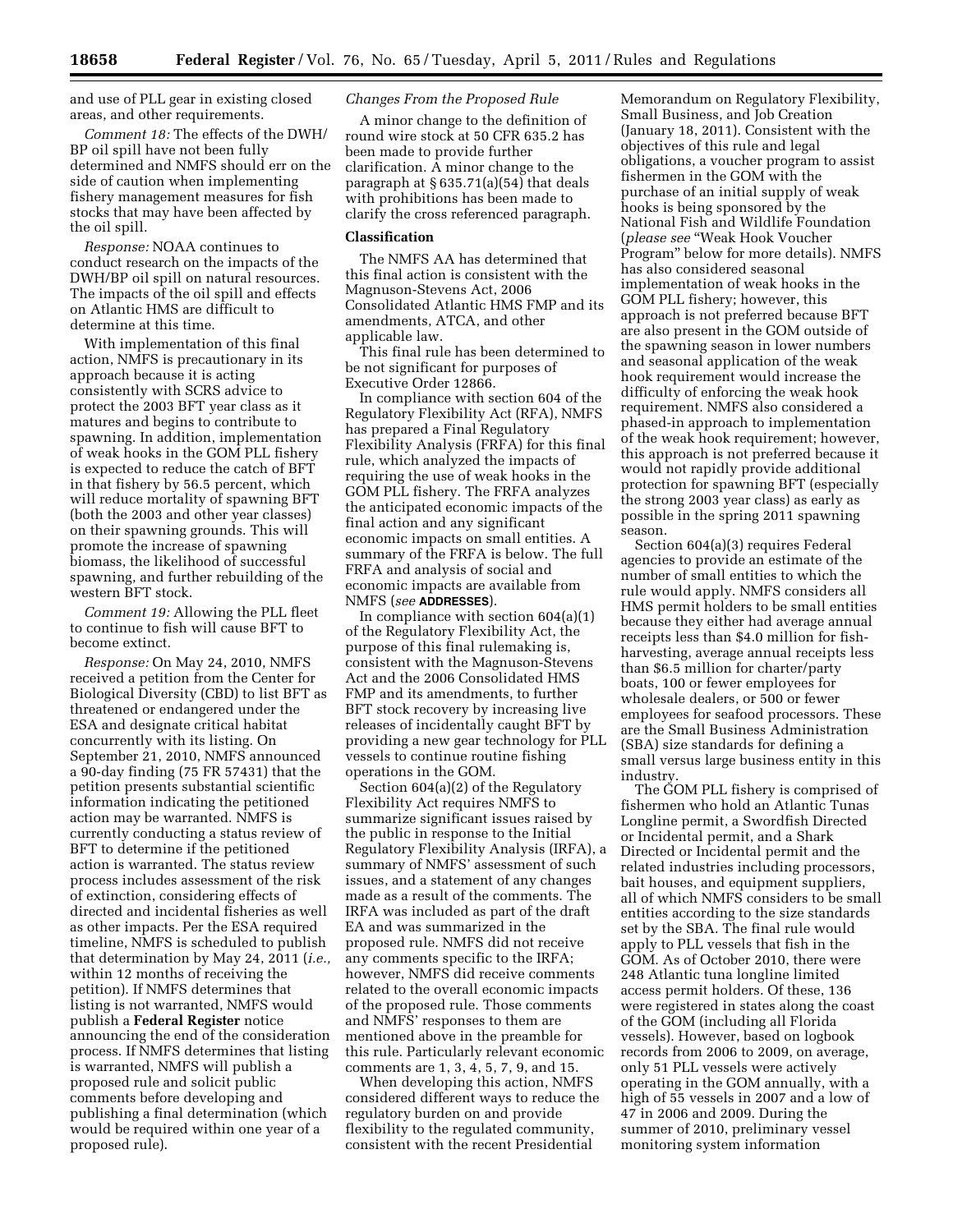and use of PLL gear in existing closed areas, and other requirements.

*Comment 18:* The effects of the DWH/BP oil spill have not been fully determined and NMFS should err on the side of caution when implementing fishery management measures for fish stocks that may have been affected by the oil spill.

*Response:* NOAA continues to conduct research on the impacts of the DWH/BP oil spill on natural resources. The impacts of the oil spill and effects on Atlantic HMS are difficult to determine at this time.

With implementation of this final action, NMFS is precautionary in its approach because it is acting consistently with SCRS advice to protect the 2003 BFT year class as it matures and begins to contribute to spawning. In addition, implementation of weak hooks in the GOM PLL fishery is expected to reduce the catch of BFT in that fishery by 56.5 percent, which will reduce mortality of spawning BFT (both the 2003 and other year classes) on their spawning grounds. This will promote the increase of spawning biomass, the likelihood of successful spawning, and further rebuilding of the western BFT stock.

*Comment 19:* Allowing the PLL fleet to continue to fish will cause BFT to become extinct.

*Response:* On May 24, 2010, NMFS received a petition from the Center for Biological Diversity (CBD) to list BFT as threatened or endangered under the ESA and designate critical habitat concurrently with its listing. On September 21, 2010, NMFS announced a 90-day finding (75 FR 57431) that the petition presents substantial scientific information indicating the petitioned action may be warranted. NMFS is currently conducting a status review of BFT to determine if the petitioned action is warranted. The status review process includes assessment of the risk of extinction, considering effects of directed and incidental fisheries as well as other impacts. Per the ESA required timeline, NMFS is scheduled to publish that determination by May 24, 2011 (*i.e.,* within 12 months of receiving the petition). If NMFS determines that listing is not warranted, NMFS would publish a **Federal Register** notice announcing the end of the consideration process. If NMFS determines that listing is warranted, NMFS will publish a proposed rule and solicit public comments before developing and publishing a final determination (which would be required within one year of a proposed rule).

### *Changes From the Proposed Rule*

A minor change to the definition of round wire stock at 50 CFR 635.2 has been made to provide further clarification. A minor change to the paragraph at § 635.71(a)(54) that deals with prohibitions has been made to clarify the cross referenced paragraph.

## Classification

The NMFS AA has determined that this final action is consistent with the Magnuson-Stevens Act, 2006 Consolidated Atlantic HMS FMP and its amendments, ATCA, and other applicable law.

This final rule has been determined to be not significant for purposes of Executive Order 12866.

In compliance with section 604 of the Regulatory Flexibility Act (RFA), NMFS has prepared a Final Regulatory Flexibility Analysis (FRFA) for this final rule, which analyzed the impacts of requiring the use of weak hooks in the GOM PLL fishery. The FRFA analyzes the anticipated economic impacts of the final action and any significant economic impacts on small entities. A summary of the FRFA is below. The full FRFA and analysis of social and economic impacts are available from NMFS (*see* **ADDRESSES**).

In compliance with section 604(a)(1) of the Regulatory Flexibility Act, the purpose of this final rulemaking is, consistent with the Magnuson-Stevens Act and the 2006 Consolidated HMS FMP and its amendments, to further BFT stock recovery by increasing live releases of incidentally caught BFT by providing a new gear technology for PLL vessels to continue routine fishing operations in the GOM.

Section 604(a)(2) of the Regulatory Flexibility Act requires NMFS to summarize significant issues raised by the public in response to the Initial Regulatory Flexibility Analysis (IRFA), a summary of NMFS' assessment of such issues, and a statement of any changes made as a result of the comments. The IRFA was included as part of the draft EA and was summarized in the proposed rule. NMFS did not receive any comments specific to the IRFA; however, NMFS did receive comments related to the overall economic impacts of the proposed rule. Those comments and NMFS' responses to them are mentioned above in the preamble for this rule. Particularly relevant economic comments are 1, 3, 4, 5, 7, 9, and 15.

When developing this action, NMFS considered different ways to reduce the regulatory burden on and provide flexibility to the regulated community, consistent with the recent Presidential Memorandum on Regulatory Flexibility, Small Business, and Job Creation (January 18, 2011). Consistent with the objectives of this rule and legal obligations, a voucher program to assist fishermen in the GOM with the purchase of an initial supply of weak hooks is being sponsored by the National Fish and Wildlife Foundation (*please see* "Weak Hook Voucher Program" below for more details). NMFS has also considered seasonal implementation of weak hooks in the GOM PLL fishery; however, this approach is not preferred because BFT are also present in the GOM outside of the spawning season in lower numbers and seasonal application of the weak hook requirement would increase the difficulty of enforcing the weak hook requirement. NMFS also considered a phased-in approach to implementation of the weak hook requirement; however, this approach is not preferred because it would not rapidly provide additional protection for spawning BFT (especially the strong 2003 year class) as early as possible in the spring 2011 spawning season.

Section 604(a)(3) requires Federal agencies to provide an estimate of the number of small entities to which the rule would apply. NMFS considers all HMS permit holders to be small entities because they either had average annual receipts less than $4.0 million for fish-harvesting, average annual receipts less than $6.5 million for charter/party boats, 100 or fewer employees for wholesale dealers, or 500 or fewer employees for seafood processors. These are the Small Business Administration (SBA) size standards for defining a small versus large business entity in this industry.

The GOM PLL fishery is comprised of fishermen who hold an Atlantic Tunas Longline permit, a Swordfish Directed or Incidental permit, and a Shark Directed or Incidental permit and the related industries including processors, bait houses, and equipment suppliers, all of which NMFS considers to be small entities according to the size standards set by the SBA. The final rule would apply to PLL vessels that fish in the GOM. As of October 2010, there were 248 Atlantic tuna longline limited access permit holders. Of these, 136 were registered in states along the coast of the GOM (including all Florida vessels). However, based on logbook records from 2006 to 2009, on average, only 51 PLL vessels were actively operating in the GOM annually, with a high of 55 vessels in 2007 and a low of 47 in 2006 and 2009. During the summer of 2010, preliminary vessel monitoring system information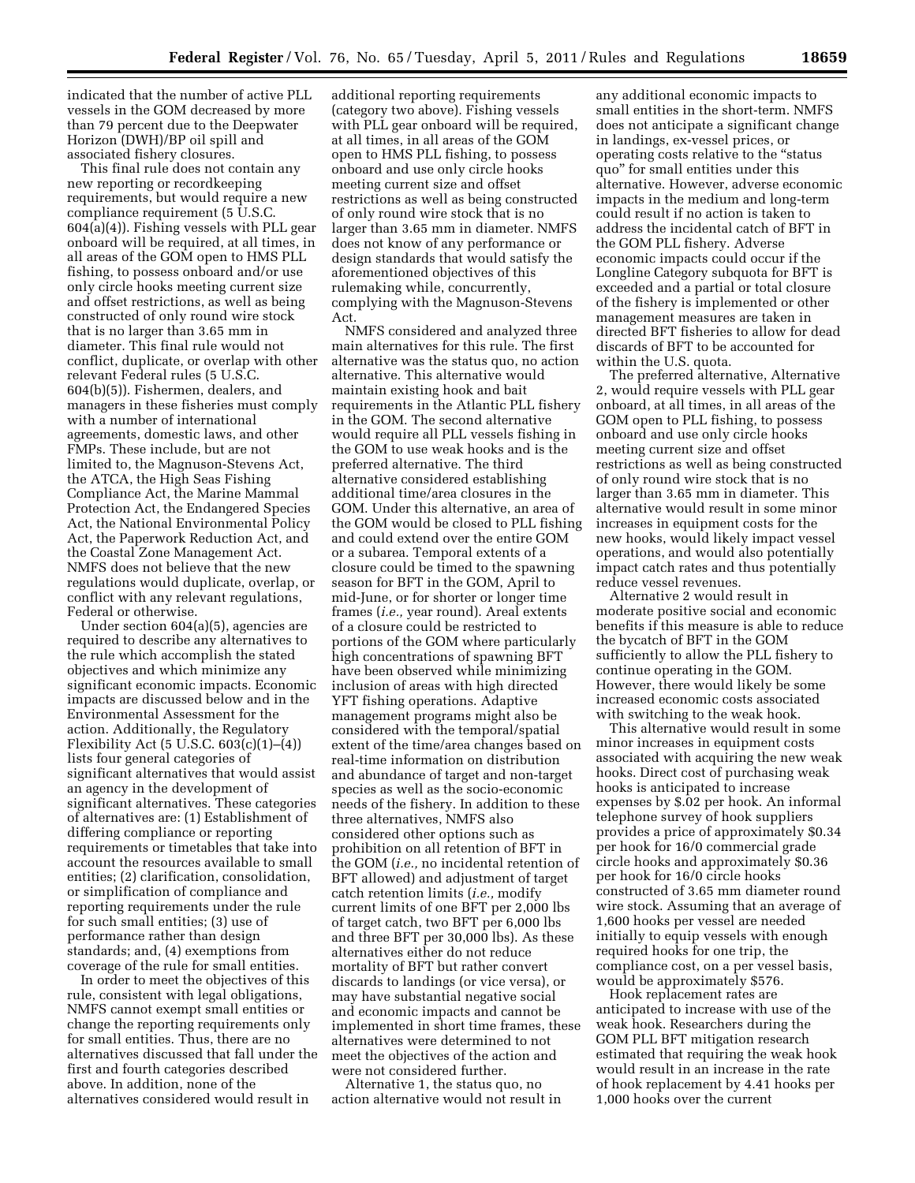indicated that the number of active PLL vessels in the GOM decreased by more than 79 percent due to the Deepwater Horizon (DWH)/BP oil spill and associated fishery closures.

This final rule does not contain any new reporting or recordkeeping requirements, but would require a new compliance requirement (5 U.S.C. 604(a)(4)). Fishing vessels with PLL gear onboard will be required, at all times, in all areas of the GOM open to HMS PLL fishing, to possess onboard and/or use only circle hooks meeting current size and offset restrictions, as well as being constructed of only round wire stock that is no larger than 3.65 mm in diameter. This final rule would not conflict, duplicate, or overlap with other relevant Federal rules (5 U.S.C. 604(b)(5)). Fishermen, dealers, and managers in these fisheries must comply with a number of international agreements, domestic laws, and other FMPs. These include, but are not limited to, the Magnuson-Stevens Act, the ATCA, the High Seas Fishing Compliance Act, the Marine Mammal Protection Act, the Endangered Species Act, the National Environmental Policy Act, the Paperwork Reduction Act, and the Coastal Zone Management Act. NMFS does not believe that the new regulations would duplicate, overlap, or conflict with any relevant regulations, Federal or otherwise.

Under section 604(a)(5), agencies are required to describe any alternatives to the rule which accomplish the stated objectives and which minimize any significant economic impacts. Economic impacts are discussed below and in the Environmental Assessment for the action. Additionally, the Regulatory Flexibility Act (5 U.S.C. 603(c)(1)–(4)) lists four general categories of significant alternatives that would assist an agency in the development of significant alternatives. These categories of alternatives are: (1) Establishment of differing compliance or reporting requirements or timetables that take into account the resources available to small entities; (2) clarification, consolidation, or simplification of compliance and reporting requirements under the rule for such small entities; (3) use of performance rather than design standards; and, (4) exemptions from coverage of the rule for small entities.

In order to meet the objectives of this rule, consistent with legal obligations, NMFS cannot exempt small entities or change the reporting requirements only for small entities. Thus, there are no alternatives discussed that fall under the first and fourth categories described above. In addition, none of the alternatives considered would result in additional reporting requirements (category two above). Fishing vessels with PLL gear onboard will be required, at all times, in all areas of the GOM open to HMS PLL fishing, to possess onboard and use only circle hooks meeting current size and offset restrictions as well as being constructed of only round wire stock that is no larger than 3.65 mm in diameter. NMFS does not know of any performance or design standards that would satisfy the aforementioned objectives of this rulemaking while, concurrently, complying with the Magnuson-Stevens Act.

NMFS considered and analyzed three main alternatives for this rule. The first alternative was the status quo, no action alternative. This alternative would maintain existing hook and bait requirements in the Atlantic PLL fishery in the GOM. The second alternative would require all PLL vessels fishing in the GOM to use weak hooks and is the preferred alternative. The third alternative considered establishing additional time/area closures in the GOM. Under this alternative, an area of the GOM would be closed to PLL fishing and could extend over the entire GOM or a subarea. Temporal extents of a closure could be timed to the spawning season for BFT in the GOM, April to mid-June, or for shorter or longer time frames (*i.e.,* year round). Areal extents of a closure could be restricted to portions of the GOM where particularly high concentrations of spawning BFT have been observed while minimizing inclusion of areas with high directed YFT fishing operations. Adaptive management programs might also be considered with the temporal/spatial extent of the time/area changes based on real-time information on distribution and abundance of target and non-target species as well as the socio-economic needs of the fishery. In addition to these three alternatives, NMFS also considered other options such as prohibition on all retention of BFT in the GOM (*i.e.,* no incidental retention of BFT allowed) and adjustment of target catch retention limits (*i.e.,* modify current limits of one BFT per 2,000 lbs of target catch, two BFT per 6,000 lbs and three BFT per 30,000 lbs). As these alternatives either do not reduce mortality of BFT but rather convert discards to landings (or vice versa), or may have substantial negative social and economic impacts and cannot be implemented in short time frames, these alternatives were determined to not meet the objectives of the action and were not considered further.

Alternative 1, the status quo, no action alternative would not result in any additional economic impacts to small entities in the short-term. NMFS does not anticipate a significant change in landings, ex-vessel prices, or operating costs relative to the "status quo" for small entities under this alternative. However, adverse economic impacts in the medium and long-term could result if no action is taken to address the incidental catch of BFT in the GOM PLL fishery. Adverse economic impacts could occur if the Longline Category subquota for BFT is exceeded and a partial or total closure of the fishery is implemented or other management measures are taken in directed BFT fisheries to allow for dead discards of BFT to be accounted for within the U.S. quota.

The preferred alternative, Alternative 2, would require vessels with PLL gear onboard, at all times, in all areas of the GOM open to PLL fishing, to possess onboard and use only circle hooks meeting current size and offset restrictions as well as being constructed of only round wire stock that is no larger than 3.65 mm in diameter. This alternative would result in some minor increases in equipment costs for the new hooks, would likely impact vessel operations, and would also potentially impact catch rates and thus potentially reduce vessel revenues.

Alternative 2 would result in moderate positive social and economic benefits if this measure is able to reduce the bycatch of BFT in the GOM sufficiently to allow the PLL fishery to continue operating in the GOM. However, there would likely be some increased economic costs associated with switching to the weak hook.

This alternative would result in some minor increases in equipment costs associated with acquiring the new weak hooks. Direct cost of purchasing weak hooks is anticipated to increase expenses by $.02 per hook. An informal telephone survey of hook suppliers provides a price of approximately $0.34 per hook for 16/0 commercial grade circle hooks and approximately $0.36 per hook for 16/0 circle hooks constructed of 3.65 mm diameter round wire stock. Assuming that an average of 1,600 hooks per vessel are needed initially to equip vessels with enough required hooks for one trip, the compliance cost, on a per vessel basis, would be approximately $576.

Hook replacement rates are anticipated to increase with use of the weak hook. Researchers during the GOM PLL BFT mitigation research estimated that requiring the weak hook would result in an increase in the rate of hook replacement by 4.41 hooks per 1,000 hooks over the current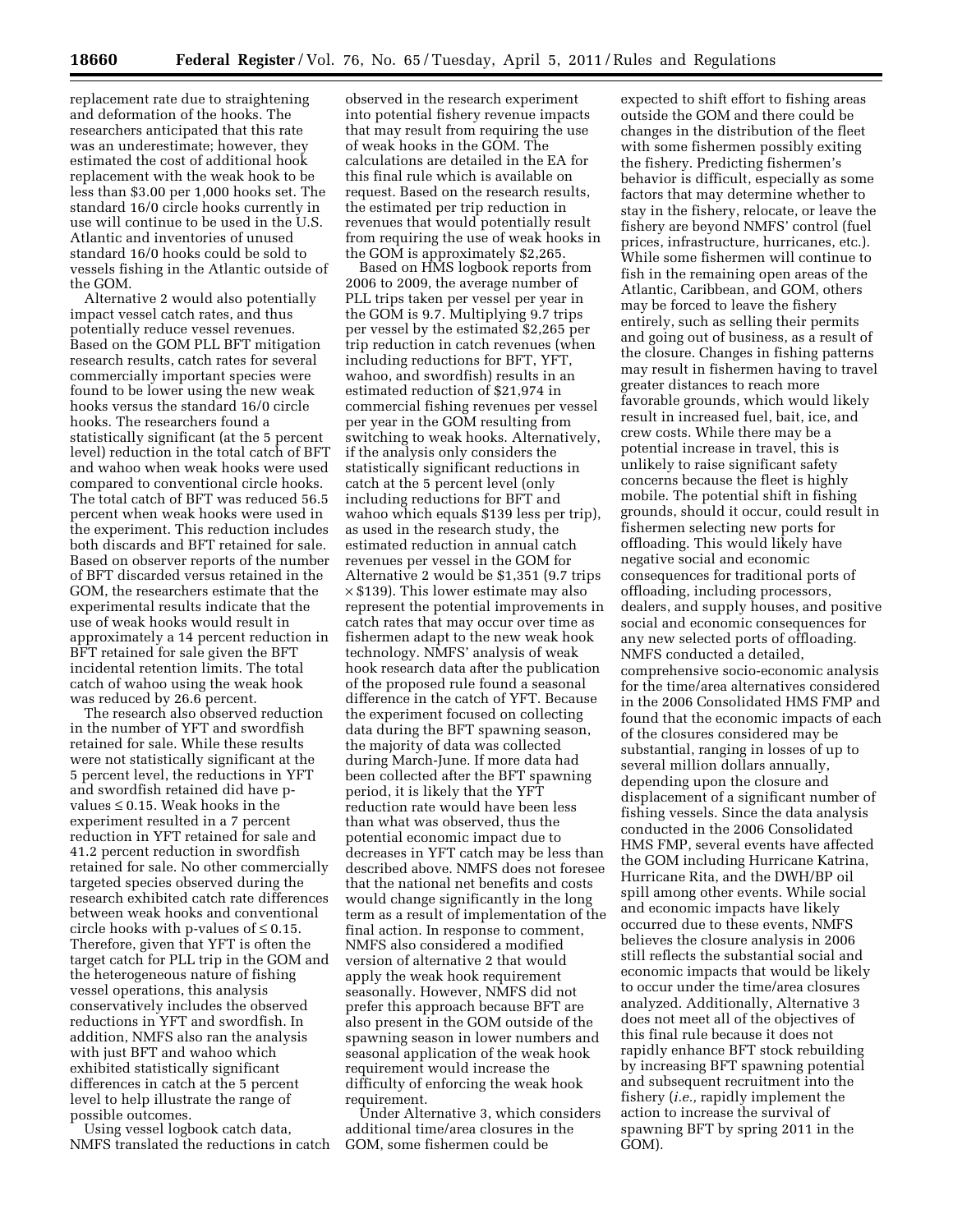replacement rate due to straightening and deformation of the hooks. The researchers anticipated that this rate was an underestimate; however, they estimated the cost of additional hook replacement with the weak hook to be less than $3.00 per 1,000 hooks set. The standard 16/0 circle hooks currently in use will continue to be used in the U.S. Atlantic and inventories of unused standard 16/0 hooks could be sold to vessels fishing in the Atlantic outside of the GOM.

Alternative 2 would also potentially impact vessel catch rates, and thus potentially reduce vessel revenues. Based on the GOM PLL BFT mitigation research results, catch rates for several commercially important species were found to be lower using the new weak hooks versus the standard 16/0 circle hooks. The researchers found a statistically significant (at the 5 percent level) reduction in the total catch of BFT and wahoo when weak hooks were used compared to conventional circle hooks. The total catch of BFT was reduced 56.5 percent when weak hooks were used in the experiment. This reduction includes both discards and BFT retained for sale. Based on observer reports of the number of BFT discarded versus retained in the GOM, the researchers estimate that the experimental results indicate that the use of weak hooks would result in approximately a 14 percent reduction in BFT retained for sale given the BFT incidental retention limits. The total catch of wahoo using the weak hook was reduced by 26.6 percent.

The research also observed reduction in the number of YFT and swordfish retained for sale. While these results were not statistically significant at the 5 percent level, the reductions in YFT and swordfish retained did have p-values $\leq 0.15$. Weak hooks in the experiment resulted in a 7 percent reduction in YFT retained for sale and 41.2 percent reduction in swordfish retained for sale. No other commercially targeted species observed during the research exhibited catch rate differences between weak hooks and conventional circle hooks with p-values of $\leq 0.15$. Therefore, given that YFT is often the target catch for PLL trip in the GOM and the heterogeneous nature of fishing vessel operations, this analysis conservatively includes the observed reductions in YFT and swordfish. In addition, NMFS also ran the analysis with just BFT and wahoo which exhibited statistically significant differences in catch at the 5 percent level to help illustrate the range of possible outcomes.

Using vessel logbook catch data, NMFS translated the reductions in catch observed in the research experiment into potential fishery revenue impacts that may result from requiring the use of weak hooks in the GOM. The calculations are detailed in the EA for this final rule which is available on request. Based on the research results, the estimated per trip reduction in revenues that would potentially result from requiring the use of weak hooks in the GOM is approximately $2,265.

Based on HMS logbook reports from 2006 to 2009, the average number of PLL trips taken per vessel per year in the GOM is 9.7. Multiplying 9.7 trips per vessel by the estimated $2,265 per trip reduction in catch revenues (when including reductions for BFT, YFT, wahoo, and swordfish) results in an estimated reduction of $21,974 in commercial fishing revenues per vessel per year in the GOM resulting from switching to weak hooks. Alternatively, if the analysis only considers the statistically significant reductions in catch at the 5 percent level (only including reductions for BFT and wahoo which equals $139 less per trip), as used in the research study, the estimated reduction in annual catch revenues per vessel in the GOM for Alternative 2 would be $1,351 (9.7 trips × $139). This lower estimate may also represent the potential improvements in catch rates that may occur over time as fishermen adapt to the new weak hook technology. NMFS' analysis of weak hook research data after the publication of the proposed rule found a seasonal difference in the catch of YFT. Because the experiment focused on collecting data during the BFT spawning season, the majority of data was collected during March-June. If more data had been collected after the BFT spawning period, it is likely that the YFT reduction rate would have been less than what was observed, thus the potential economic impact due to decreases in YFT catch may be less than described above. NMFS does not foresee that the national net benefits and costs would change significantly in the long term as a result of implementation of the final action. In response to comment, NMFS also considered a modified version of alternative 2 that would apply the weak hook requirement seasonally. However, NMFS did not prefer this approach because BFT are also present in the GOM outside of the spawning season in lower numbers and seasonal application of the weak hook requirement would increase the difficulty of enforcing the weak hook requirement.

Under Alternative 3, which considers additional time/area closures in the GOM, some fishermen could be expected to shift effort to fishing areas outside the GOM and there could be changes in the distribution of the fleet with some fishermen possibly exiting the fishery. Predicting fishermen's behavior is difficult, especially as some factors that may determine whether to stay in the fishery, relocate, or leave the fishery are beyond NMFS' control (fuel prices, infrastructure, hurricanes, etc.). While some fishermen will continue to fish in the remaining open areas of the Atlantic, Caribbean, and GOM, others may be forced to leave the fishery entirely, such as selling their permits and going out of business, as a result of the closure. Changes in fishing patterns may result in fishermen having to travel greater distances to reach more favorable grounds, which would likely result in increased fuel, bait, ice, and crew costs. While there may be a potential increase in travel, this is unlikely to raise significant safety concerns because the fleet is highly mobile. The potential shift in fishing grounds, should it occur, could result in fishermen selecting new ports for offloading. This would likely have negative social and economic consequences for traditional ports of offloading, including processors, dealers, and supply houses, and positive social and economic consequences for any new selected ports of offloading. NMFS conducted a detailed, comprehensive socio-economic analysis for the time/area alternatives considered in the 2006 Consolidated HMS FMP and found that the economic impacts of each of the closures considered may be substantial, ranging in losses of up to several million dollars annually, depending upon the closure and displacement of a significant number of fishing vessels. Since the data analysis conducted in the 2006 Consolidated HMS FMP, several events have affected the GOM including Hurricane Katrina, Hurricane Rita, and the DWH/BP oil spill among other events. While social and economic impacts have likely occurred due to these events, NMFS believes the closure analysis in 2006 still reflects the substantial social and economic impacts that would be likely to occur under the time/area closures analyzed. Additionally, Alternative 3 does not meet all of the objectives of this final rule because it does not rapidly enhance BFT stock rebuilding by increasing BFT spawning potential and subsequent recruitment into the fishery (*i.e.,* rapidly implement the action to increase the survival of spawning BFT by spring 2011 in the GOM).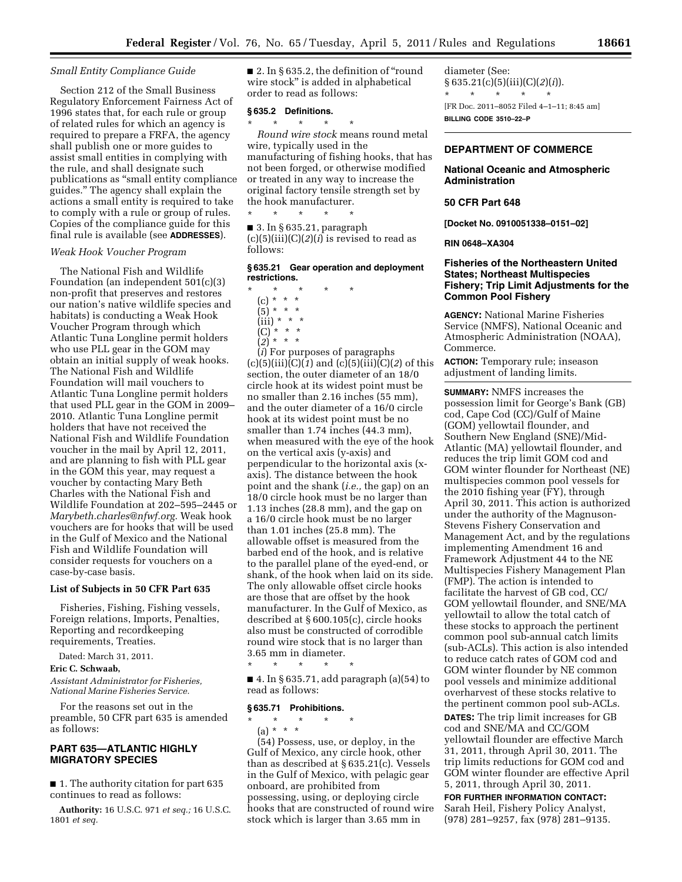*Small Entity Compliance Guide*

Section 212 of the Small Business Regulatory Enforcement Fairness Act of 1996 states that, for each rule or group of related rules for which an agency is required to prepare a FRFA, the agency shall publish one or more guides to assist small entities in complying with the rule, and shall designate such publications as "small entity compliance guides." The agency shall explain the actions a small entity is required to take to comply with a rule or group of rules. Copies of the compliance guide for this final rule is available (see **ADDRESSES**).

*Weak Hook Voucher Program*

The National Fish and Wildlife Foundation (an independent 501(c)(3) non-profit that preserves and restores our nation's native wildlife species and habitats) is conducting a Weak Hook Voucher Program through which Atlantic Tuna Longline permit holders who use PLL gear in the GOM may obtain an initial supply of weak hooks. The National Fish and Wildlife Foundation will mail vouchers to Atlantic Tuna Longline permit holders that used PLL gear in the GOM in 2009–2010. Atlantic Tuna Longline permit holders that have not received the National Fish and Wildlife Foundation voucher in the mail by April 12, 2011, and are planning to fish with PLL gear in the GOM this year, may request a voucher by contacting Mary Beth Charles with the National Fish and Wildlife Foundation at 202–595–2445 or *Marybeth.charles@nfwf.org.* Weak hook vouchers are for hooks that will be used in the Gulf of Mexico and the National Fish and Wildlife Foundation will consider requests for vouchers on a case-by-case basis.

**List of Subjects in 50 CFR Part 635**

Fisheries, Fishing, Fishing vessels, Foreign relations, Imports, Penalties, Reporting and recordkeeping requirements, Treaties.

Dated: March 31, 2011.

**Eric C. Schwaab,**

*Assistant Administrator for Fisheries, National Marine Fisheries Service.*

For the reasons set out in the preamble, 50 CFR part 635 is amended as follows:

## PART 635—ATLANTIC HIGHLY MIGRATORY SPECIES

■ 1. The authority citation for part 635 continues to read as follows:

**Authority:** 16 U.S.C. 971 *et seq.;* 16 U.S.C. 1801 *et seq.*

■ 2. In § 635.2, the definition of "round wire stock" is added in alphabetical order to read as follows:

### § 635.2 Definitions.

\* \* \* \* \*

*Round wire stock* means round metal wire, typically used in the manufacturing of fishing hooks, that has not been forged, or otherwise modified or treated in any way to increase the original factory tensile strength set by the hook manufacturer.

\* \* \* \* \*

■ 3. In § 635.21, paragraph (c)(5)(iii)(C)(*2*)(*i*) is revised to read as follows:

### § 635.21 Gear operation and deployment restrictions.

\* \* \* \* \*

(c) \* \* \*

(5) \* \* \*

(iii) \* \* \*

(C) \* \* \*

(*2*) \* \* \*

(*i*) For purposes of paragraphs (c)(5)(iii)(C)(*1*) and (c)(5)(iii)(C)(*2*) of this section, the outer diameter of an 18/0 circle hook at its widest point must be no smaller than 2.16 inches (55 mm), and the outer diameter of a 16/0 circle hook at its widest point must be no smaller than 1.74 inches (44.3 mm), when measured with the eye of the hook on the vertical axis (y-axis) and perpendicular to the horizontal axis (x-axis). The distance between the hook point and the shank (*i.e.,* the gap) on an 18/0 circle hook must be no larger than 1.13 inches (28.8 mm), and the gap on a 16/0 circle hook must be no larger than 1.01 inches (25.8 mm). The allowable offset is measured from the barbed end of the hook, and is relative to the parallel plane of the eyed-end, or shank, of the hook when laid on its side. The only allowable offset circle hooks are those that are offset by the hook manufacturer. In the Gulf of Mexico, as described at § 600.105(c), circle hooks also must be constructed of corrodible round wire stock that is no larger than 3.65 mm in diameter.

\* \* \* \* \*

■ 4. In § 635.71, add paragraph (a)(54) to read as follows:

### § 635.71 Prohibitions.

\* \* \* \* \*

(a) \* \* \*

(54) Possess, use, or deploy, in the Gulf of Mexico, any circle hook, other than as described at § 635.21(c). Vessels in the Gulf of Mexico, with pelagic gear onboard, are prohibited from possessing, using, or deploying circle hooks that are constructed of round wire stock which is larger than 3.65 mm in diameter (See: § 635.21(c)(5)(iii)(C)(*2*)(*i*)).

\* \* \* \* \*

[FR Doc. 2011–8052 Filed 4–1–11; 8:45 am]

**BILLING CODE 3510–22–P**

---

## DEPARTMENT OF COMMERCE

### National Oceanic and Atmospheric Administration

### 50 CFR Part 648

**[Docket No. 0910051338–0151–02]**

**RIN 0648–XA304**

## Fisheries of the Northeastern United States; Northeast Multispecies Fishery; Trip Limit Adjustments for the Common Pool Fishery

**AGENCY:** National Marine Fisheries Service (NMFS), National Oceanic and Atmospheric Administration (NOAA), Commerce.

**ACTION:** Temporary rule; inseason adjustment of landing limits.

**SUMMARY:** NMFS increases the possession limit for George's Bank (GB) cod, Cape Cod (CC)/Gulf of Maine (GOM) yellowtail flounder, and Southern New England (SNE)/Mid-Atlantic (MA) yellowtail flounder, and reduces the trip limit GOM cod and GOM winter flounder for Northeast (NE) multispecies common pool vessels for the 2010 fishing year (FY), through April 30, 2011. This action is authorized under the authority of the Magnuson-Stevens Fishery Conservation and Management Act, and by the regulations implementing Amendment 16 and Framework Adjustment 44 to the NE Multispecies Fishery Management Plan (FMP). The action is intended to facilitate the harvest of GB cod, CC/GOM yellowtail flounder, and SNE/MA yellowtail to allow the total catch of these stocks to approach the pertinent common pool sub-annual catch limits (sub-ACLs). This action is also intended to reduce catch rates of GOM cod and GOM winter flounder by NE common pool vessels and minimize additional overharvest of these stocks relative to the pertinent common pool sub-ACLs.

**DATES:** The trip limit increases for GB cod and SNE/MA and CC/GOM yellowtail flounder are effective March 31, 2011, through April 30, 2011. The trip limits reductions for GOM cod and GOM winter flounder are effective April 5, 2011, through April 30, 2011.

**FOR FURTHER INFORMATION CONTACT:** Sarah Heil, Fishery Policy Analyst, (978) 281–9257, fax (978) 281–9135.